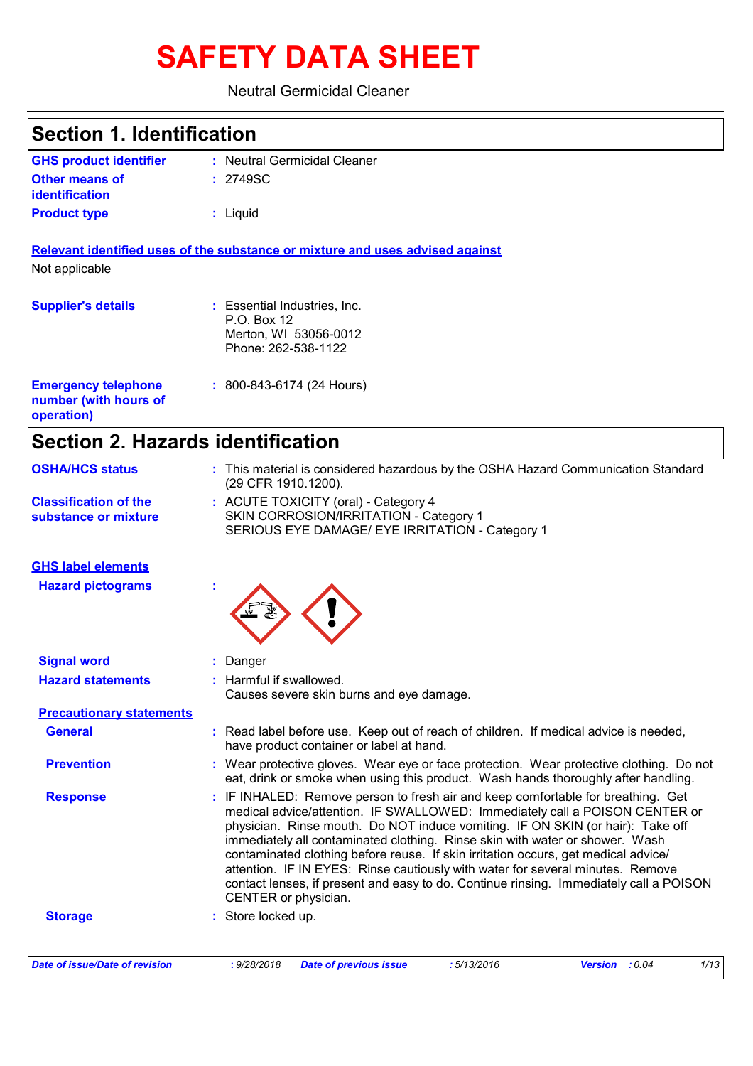# SAFETY DATA SHEET

Neutral Germicidal Cleaner

## Section 1. Identification

**GHS product identifier** : Neutral Germicidal Cleaner

**Other means of identification** : 2749SC

**Product type** : Liquid

**Relevant identified uses of the substance or mixture and uses advised against**

Not applicable

**Supplier's details** : Essential Industries, Inc.
P.O. Box 12
Merton, WI 53056-0012
Phone: 262-538-1122

**Emergency telephone number (with hours of operation)** : 800-843-6174 (24 Hours)

## Section 2. Hazards identification

**OSHA/HCS status** : This material is considered hazardous by the OSHA Hazard Communication Standard (29 CFR 1910.1200).

**Classification of the substance or mixture** : ACUTE TOXICITY (oral) - Category 4
SKIN CORROSION/IRRITATION - Category 1
SERIOUS EYE DAMAGE/ EYE IRRITATION - Category 1

**GHS label elements**

**Hazard pictograms** :

**Signal word** : Danger

**Hazard statements** : Harmful if swallowed.
Causes severe skin burns and eye damage.

**Precautionary statements**

**General** : Read label before use. Keep out of reach of children. If medical advice is needed, have product container or label at hand.

**Prevention** : Wear protective gloves. Wear eye or face protection. Wear protective clothing. Do not eat, drink or smoke when using this product. Wash hands thoroughly after handling.

**Response** : IF INHALED: Remove person to fresh air and keep comfortable for breathing. Get medical advice/attention. IF SWALLOWED: Immediately call a POISON CENTER or physician. Rinse mouth. Do NOT induce vomiting. IF ON SKIN (or hair): Take off immediately all contaminated clothing. Rinse skin with water or shower. Wash contaminated clothing before reuse. If skin irritation occurs, get medical advice/ attention. IF IN EYES: Rinse cautiously with water for several minutes. Remove contact lenses, if present and easy to do. Continue rinsing. Immediately call a POISON CENTER or physician.

**Storage** : Store locked up.

*Date of issue/Date of revision* : 9/28/2018 *Date of previous issue* : 5/13/2016 *Version* : 0.04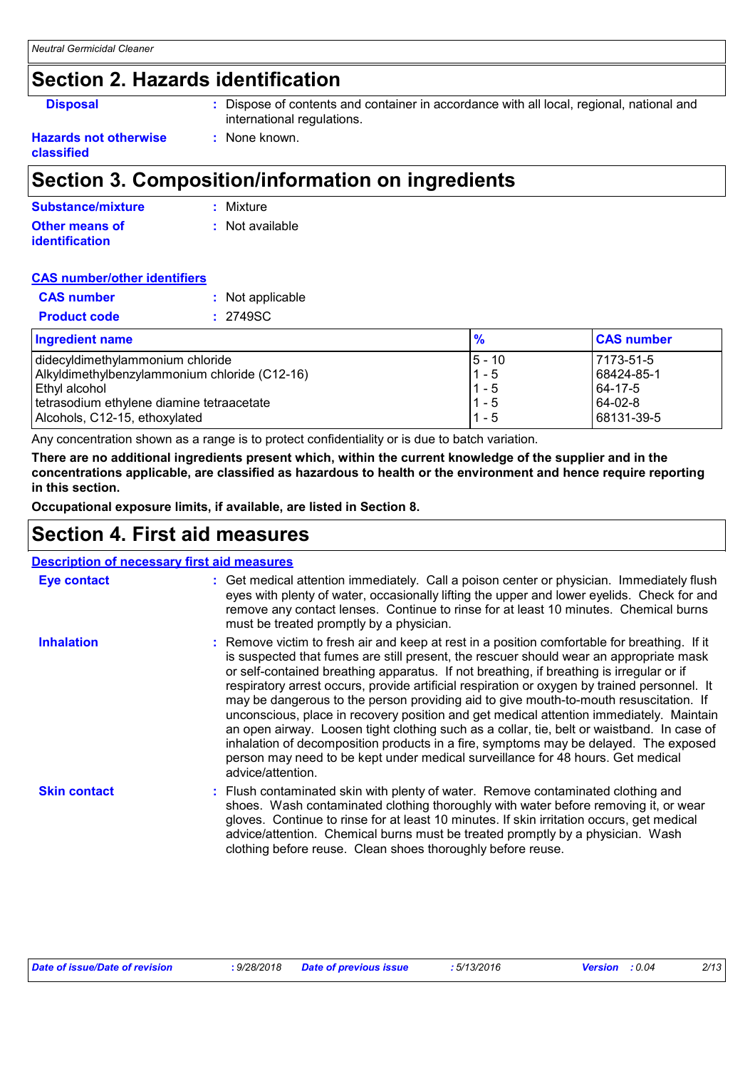## Section 2. Hazards identification

**Disposal** : Dispose of contents and container in accordance with all local, regional, national and international regulations.

**Hazards not otherwise classified** : None known.

## Section 3. Composition/information on ingredients

**Substance/mixture** : Mixture

**Other means of identification** : Not available

**CAS number/other identifiers**

**CAS number** : Not applicable

**Product code** : 2749SC

| Ingredient name | % | CAS number |
|---|---|---|
| didecyldimethylammonium chloride | 5 - 10 | 7173-51-5 |
| Alkyldimethylbenzylammonium chloride (C12-16) | 1 - 5 | 68424-85-1 |
| Ethyl alcohol | 1 - 5 | 64-17-5 |
| tetrasodium ethylene diamine tetraacetate | 1 - 5 | 64-02-8 |
| Alcohols, C12-15, ethoxylated | 1 - 5 | 68131-39-5 |

Any concentration shown as a range is to protect confidentiality or is due to batch variation.

**There are no additional ingredients present which, within the current knowledge of the supplier and in the concentrations applicable, are classified as hazardous to health or the environment and hence require reporting in this section.**

**Occupational exposure limits, if available, are listed in Section 8.**

## Section 4. First aid measures

**Description of necessary first aid measures**

**Eye contact** : Get medical attention immediately. Call a poison center or physician. Immediately flush eyes with plenty of water, occasionally lifting the upper and lower eyelids. Check for and remove any contact lenses. Continue to rinse for at least 10 minutes. Chemical burns must be treated promptly by a physician.

**Inhalation** : Remove victim to fresh air and keep at rest in a position comfortable for breathing. If it is suspected that fumes are still present, the rescuer should wear an appropriate mask or self-contained breathing apparatus. If not breathing, if breathing is irregular or if respiratory arrest occurs, provide artificial respiration or oxygen by trained personnel. It may be dangerous to the person providing aid to give mouth-to-mouth resuscitation. If unconscious, place in recovery position and get medical attention immediately. Maintain an open airway. Loosen tight clothing such as a collar, tie, belt or waistband. In case of inhalation of decomposition products in a fire, symptoms may be delayed. The exposed person may need to be kept under medical surveillance for 48 hours. Get medical advice/attention.

**Skin contact** : Flush contaminated skin with plenty of water. Remove contaminated clothing and shoes. Wash contaminated clothing thoroughly with water before removing it, or wear gloves. Continue to rinse for at least 10 minutes. If skin irritation occurs, get medical advice/attention. Chemical burns must be treated promptly by a physician. Wash clothing before reuse. Clean shoes thoroughly before reuse.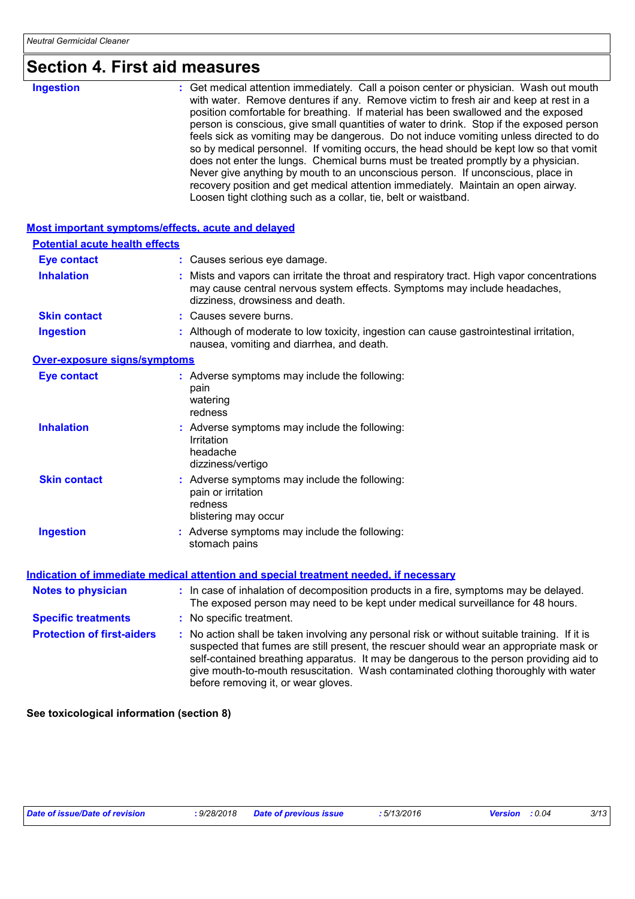# Section 4. First aid measures

**Ingestion** : Get medical attention immediately. Call a poison center or physician. Wash out mouth with water. Remove dentures if any. Remove victim to fresh air and keep at rest in a position comfortable for breathing. If material has been swallowed and the exposed person is conscious, give small quantities of water to drink. Stop if the exposed person feels sick as vomiting may be dangerous. Do not induce vomiting unless directed to do so by medical personnel. If vomiting occurs, the head should be kept low so that vomit does not enter the lungs. Chemical burns must be treated promptly by a physician. Never give anything by mouth to an unconscious person. If unconscious, place in recovery position and get medical attention immediately. Maintain an open airway. Loosen tight clothing such as a collar, tie, belt or waistband.

## Most important symptoms/effects, acute and delayed

### Potential acute health effects

**Eye contact** : Causes serious eye damage.

**Inhalation** : Mists and vapors can irritate the throat and respiratory tract. High vapor concentrations may cause central nervous system effects. Symptoms may include headaches, dizziness, drowsiness and death.

**Skin contact** : Causes severe burns.

**Ingestion** : Although of moderate to low toxicity, ingestion can cause gastrointestinal irritation, nausea, vomiting and diarrhea, and death.

### Over-exposure signs/symptoms

**Eye contact** : Adverse symptoms may include the following:
pain
watering
redness

**Inhalation** : Adverse symptoms may include the following:
Irritation
headache
dizziness/vertigo

**Skin contact** : Adverse symptoms may include the following:
pain or irritation
redness
blistering may occur

**Ingestion** : Adverse symptoms may include the following:
stomach pains

## Indication of immediate medical attention and special treatment needed, if necessary

**Notes to physician** : In case of inhalation of decomposition products in a fire, symptoms may be delayed. The exposed person may need to be kept under medical surveillance for 48 hours.

**Specific treatments** : No specific treatment.

**Protection of first-aiders** : No action shall be taken involving any personal risk or without suitable training. If it is suspected that fumes are still present, the rescuer should wear an appropriate mask or self-contained breathing apparatus. It may be dangerous to the person providing aid to give mouth-to-mouth resuscitation. Wash contaminated clothing thoroughly with water before removing it, or wear gloves.

**See toxicological information (section 8)**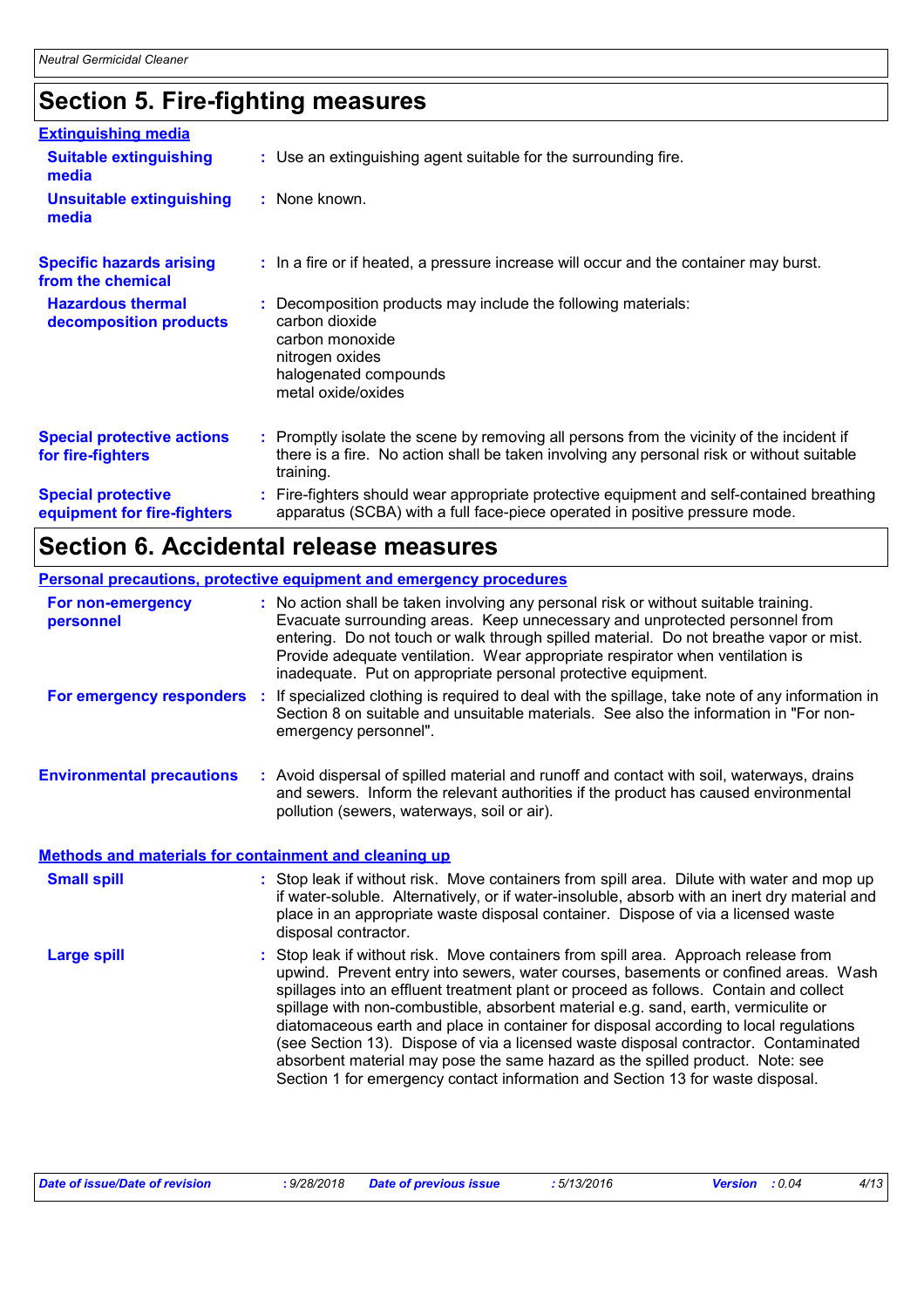## Section 5. Fire-fighting measures

### Extinguishing media

**Suitable extinguishing media** : Use an extinguishing agent suitable for the surrounding fire.

**Unsuitable extinguishing media** : None known.

**Specific hazards arising from the chemical** : In a fire or if heated, a pressure increase will occur and the container may burst.

**Hazardous thermal decomposition products** : Decomposition products may include the following materials:
carbon dioxide
carbon monoxide
nitrogen oxides
halogenated compounds
metal oxide/oxides

**Special protective actions for fire-fighters** : Promptly isolate the scene by removing all persons from the vicinity of the incident if there is a fire. No action shall be taken involving any personal risk or without suitable training.

**Special protective equipment for fire-fighters** : Fire-fighters should wear appropriate protective equipment and self-contained breathing apparatus (SCBA) with a full face-piece operated in positive pressure mode.

## Section 6. Accidental release measures

### Personal precautions, protective equipment and emergency procedures

**For non-emergency personnel** : No action shall be taken involving any personal risk or without suitable training. Evacuate surrounding areas. Keep unnecessary and unprotected personnel from entering. Do not touch or walk through spilled material. Do not breathe vapor or mist. Provide adequate ventilation. Wear appropriate respirator when ventilation is inadequate. Put on appropriate personal protective equipment.

**For emergency responders** : If specialized clothing is required to deal with the spillage, take note of any information in Section 8 on suitable and unsuitable materials. See also the information in "For non-emergency personnel".

**Environmental precautions** : Avoid dispersal of spilled material and runoff and contact with soil, waterways, drains and sewers. Inform the relevant authorities if the product has caused environmental pollution (sewers, waterways, soil or air).

### Methods and materials for containment and cleaning up

**Small spill** : Stop leak if without risk. Move containers from spill area. Dilute with water and mop up if water-soluble. Alternatively, or if water-insoluble, absorb with an inert dry material and place in an appropriate waste disposal container. Dispose of via a licensed waste disposal contractor.

**Large spill** : Stop leak if without risk. Move containers from spill area. Approach release from upwind. Prevent entry into sewers, water courses, basements or confined areas. Wash spillages into an effluent treatment plant or proceed as follows. Contain and collect spillage with non-combustible, absorbent material e.g. sand, earth, vermiculite or diatomaceous earth and place in container for disposal according to local regulations (see Section 13). Dispose of via a licensed waste disposal contractor. Contaminated absorbent material may pose the same hazard as the spilled product. Note: see Section 1 for emergency contact information and Section 13 for waste disposal.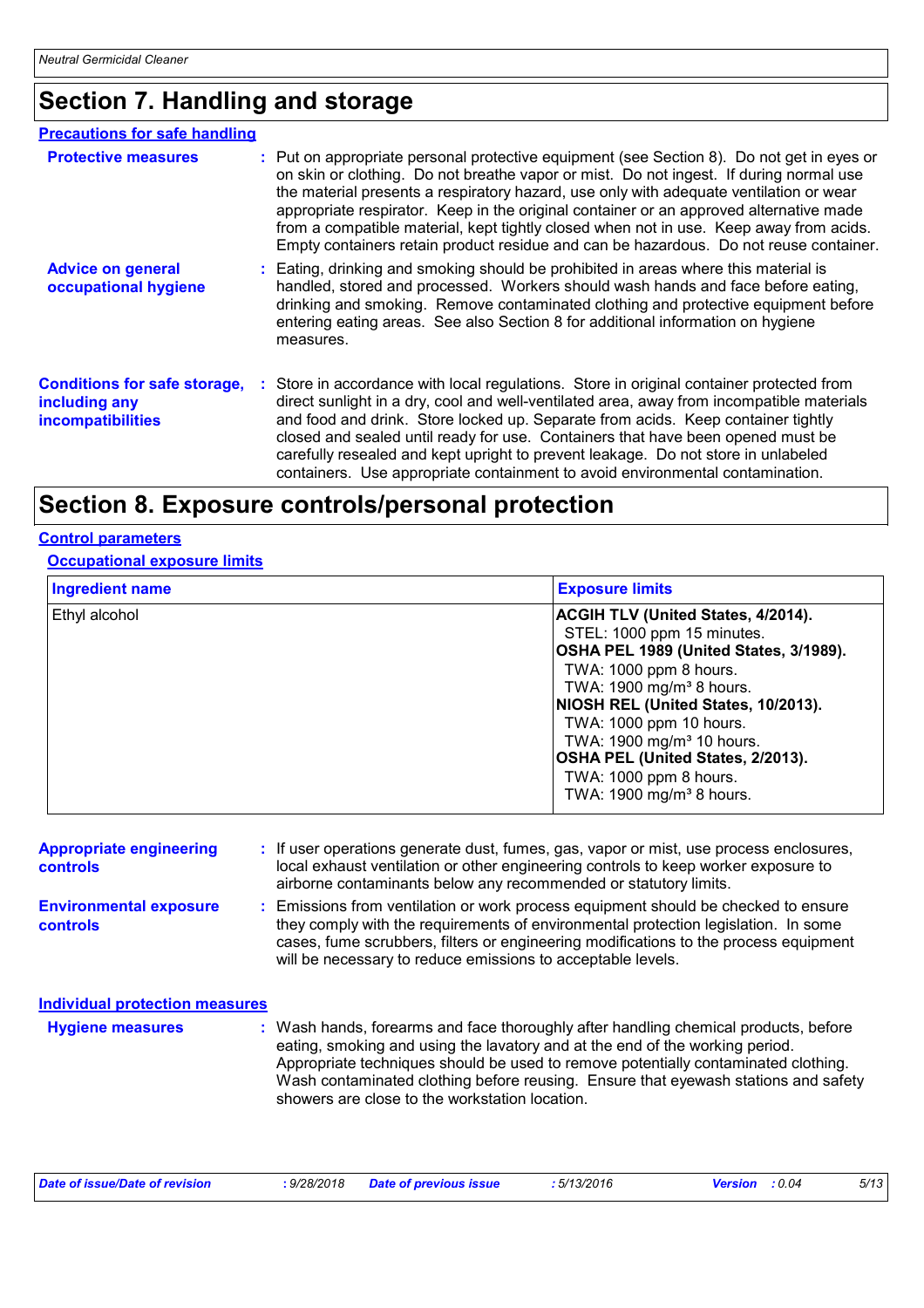# Section 7. Handling and storage

## Precautions for safe handling

**Protective measures** : Put on appropriate personal protective equipment (see Section 8). Do not get in eyes or on skin or clothing. Do not breathe vapor or mist. Do not ingest. If during normal use the material presents a respiratory hazard, use only with adequate ventilation or wear appropriate respirator. Keep in the original container or an approved alternative made from a compatible material, kept tightly closed when not in use. Keep away from acids. Empty containers retain product residue and can be hazardous. Do not reuse container.

**Advice on general occupational hygiene** : Eating, drinking and smoking should be prohibited in areas where this material is handled, stored and processed. Workers should wash hands and face before eating, drinking and smoking. Remove contaminated clothing and protective equipment before entering eating areas. See also Section 8 for additional information on hygiene measures.

**Conditions for safe storage, including any incompatibilities** : Store in accordance with local regulations. Store in original container protected from direct sunlight in a dry, cool and well-ventilated area, away from incompatible materials and food and drink. Store locked up. Separate from acids. Keep container tightly closed and sealed until ready for use. Containers that have been opened must be carefully resealed and kept upright to prevent leakage. Do not store in unlabeled containers. Use appropriate containment to avoid environmental contamination.

# Section 8. Exposure controls/personal protection

## Control parameters

### Occupational exposure limits

| Ingredient name | Exposure limits |
|---|---|
| Ethyl alcohol | **ACGIH TLV (United States, 4/2014).**<br>STEL: 1000 ppm 15 minutes.<br>**OSHA PEL 1989 (United States, 3/1989).**<br>TWA: 1000 ppm 8 hours.<br>TWA: 1900 mg/m³ 8 hours.<br>**NIOSH REL (United States, 10/2013).**<br>TWA: 1000 ppm 10 hours.<br>TWA: 1900 mg/m³ 10 hours.<br>**OSHA PEL (United States, 2/2013).**<br>TWA: 1000 ppm 8 hours.<br>TWA: 1900 mg/m³ 8 hours. |

**Appropriate engineering controls** : If user operations generate dust, fumes, gas, vapor or mist, use process enclosures, local exhaust ventilation or other engineering controls to keep worker exposure to airborne contaminants below any recommended or statutory limits.

**Environmental exposure controls** : Emissions from ventilation or work process equipment should be checked to ensure they comply with the requirements of environmental protection legislation. In some cases, fume scrubbers, filters or engineering modifications to the process equipment will be necessary to reduce emissions to acceptable levels.

## Individual protection measures

**Hygiene measures** : Wash hands, forearms and face thoroughly after handling chemical products, before eating, smoking and using the lavatory and at the end of the working period. Appropriate techniques should be used to remove potentially contaminated clothing. Wash contaminated clothing before reusing. Ensure that eyewash stations and safety showers are close to the workstation location.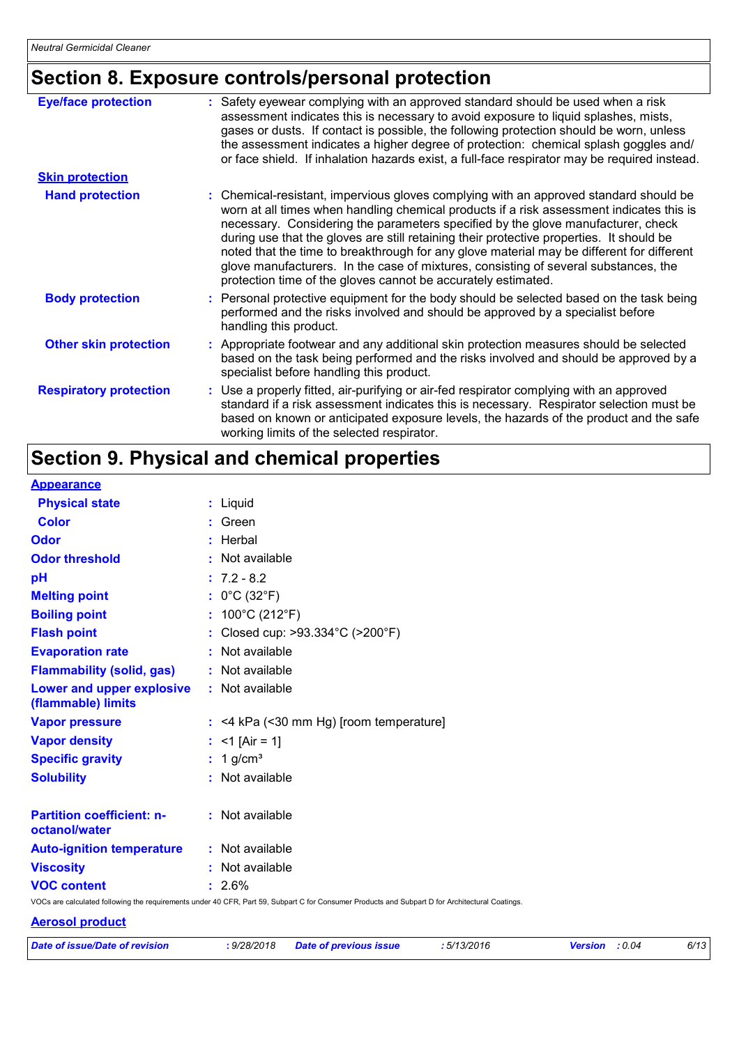## Section 8. Exposure controls/personal protection

**Eye/face protection** : Safety eyewear complying with an approved standard should be used when a risk assessment indicates this is necessary to avoid exposure to liquid splashes, mists, gases or dusts. If contact is possible, the following protection should be worn, unless the assessment indicates a higher degree of protection: chemical splash goggles and/ or face shield. If inhalation hazards exist, a full-face respirator may be required instead.

**Skin protection**

**Hand protection** : Chemical-resistant, impervious gloves complying with an approved standard should be worn at all times when handling chemical products if a risk assessment indicates this is necessary. Considering the parameters specified by the glove manufacturer, check during use that the gloves are still retaining their protective properties. It should be noted that the time to breakthrough for any glove material may be different for different glove manufacturers. In the case of mixtures, consisting of several substances, the protection time of the gloves cannot be accurately estimated.

**Body protection** : Personal protective equipment for the body should be selected based on the task being performed and the risks involved and should be approved by a specialist before handling this product.

**Other skin protection** : Appropriate footwear and any additional skin protection measures should be selected based on the task being performed and the risks involved and should be approved by a specialist before handling this product.

**Respiratory protection** : Use a properly fitted, air-purifying or air-fed respirator complying with an approved standard if a risk assessment indicates this is necessary. Respirator selection must be based on known or anticipated exposure levels, the hazards of the product and the safe working limits of the selected respirator.

## Section 9. Physical and chemical properties

**Appearance**

**Physical state** : Liquid

**Color** : Green

**Odor** : Herbal

**Odor threshold** : Not available

**pH** : 7.2 - 8.2

**Melting point** : 0°C (32°F)

**Boiling point** : 100°C (212°F)

**Flash point** : Closed cup: >93.334°C (>200°F)

**Evaporation rate** : Not available

**Flammability (solid, gas)** : Not available

**Lower and upper explosive (flammable) limits** : Not available

**Vapor pressure** : <4 kPa (<30 mm Hg) [room temperature]

**Vapor density** : <1 [Air = 1]

**Specific gravity** : 1 g/cm³

**Solubility** : Not available

**Partition coefficient: n-octanol/water** : Not available

**Auto-ignition temperature** : Not available

**Viscosity** : Not available

**VOC content** : 2.6%

VOCs are calculated following the requirements under 40 CFR, Part 59, Subpart C for Consumer Products and Subpart D for Architectural Coatings.

**Aerosol product**

| Date of issue/Date of revision | : 9/28/2018 | Date of previous issue | : 5/13/2016 | Version | : 0.04 |
|---|---|---|---|---|---|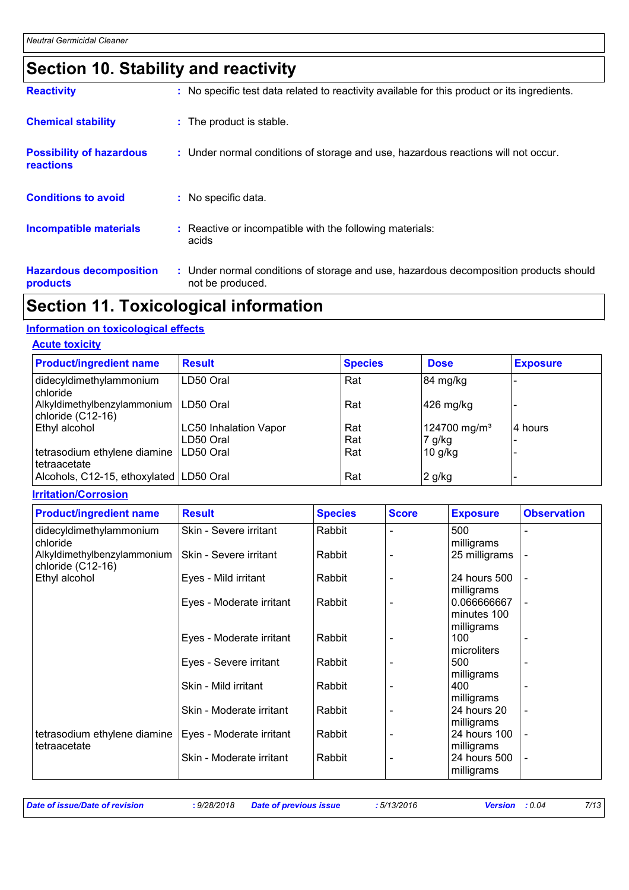## Section 10. Stability and reactivity

**Reactivity** : No specific test data related to reactivity available for this product or its ingredients.

**Chemical stability** : The product is stable.

**Possibility of hazardous reactions** : Under normal conditions of storage and use, hazardous reactions will not occur.

**Conditions to avoid** : No specific data.

**Incompatible materials** : Reactive or incompatible with the following materials:
acids

**Hazardous decomposition products** : Under normal conditions of storage and use, hazardous decomposition products should not be produced.

## Section 11. Toxicological information

### Information on toxicological effects

#### Acute toxicity

| Product/ingredient name | Result | Species | Dose | Exposure |
|---|---|---|---|---|
| didecyldimethylammonium chloride | LD50 Oral | Rat | 84 mg/kg | - |
| Alkyldimethylbenzylammonium chloride (C12-16) | LD50 Oral | Rat | 426 mg/kg | - |
| Ethyl alcohol | LC50 Inhalation Vapor | Rat | 124700 mg/m³ | 4 hours |
| | LD50 Oral | Rat | 7 g/kg | - |
| tetrasodium ethylene diamine tetraacetate | LD50 Oral | Rat | 10 g/kg | - |
| Alcohols, C12-15, ethoxylated | LD50 Oral | Rat | 2 g/kg | - |

#### Irritation/Corrosion

| Product/ingredient name | Result | Species | Score | Exposure | Observation |
|---|---|---|---|---|---|
| didecyldimethylammonium chloride | Skin - Severe irritant | Rabbit | - | 500 milligrams | - |
| Alkyldimethylbenzylammonium chloride (C12-16) | Skin - Severe irritant | Rabbit | - | 25 milligrams | - |
| Ethyl alcohol | Eyes - Mild irritant | Rabbit | - | 24 hours 500 milligrams | - |
| | Eyes - Moderate irritant | Rabbit | - | 0.066666667 minutes 100 milligrams | - |
| | Eyes - Moderate irritant | Rabbit | - | 100 microliters | - |
| | Eyes - Severe irritant | Rabbit | - | 500 milligrams | - |
| | Skin - Mild irritant | Rabbit | - | 400 milligrams | - |
| | Skin - Moderate irritant | Rabbit | - | 24 hours 20 milligrams | - |
| tetrasodium ethylene diamine tetraacetate | Eyes - Moderate irritant | Rabbit | - | 24 hours 100 milligrams | - |
| | Skin - Moderate irritant | Rabbit | - | 24 hours 500 milligrams | - |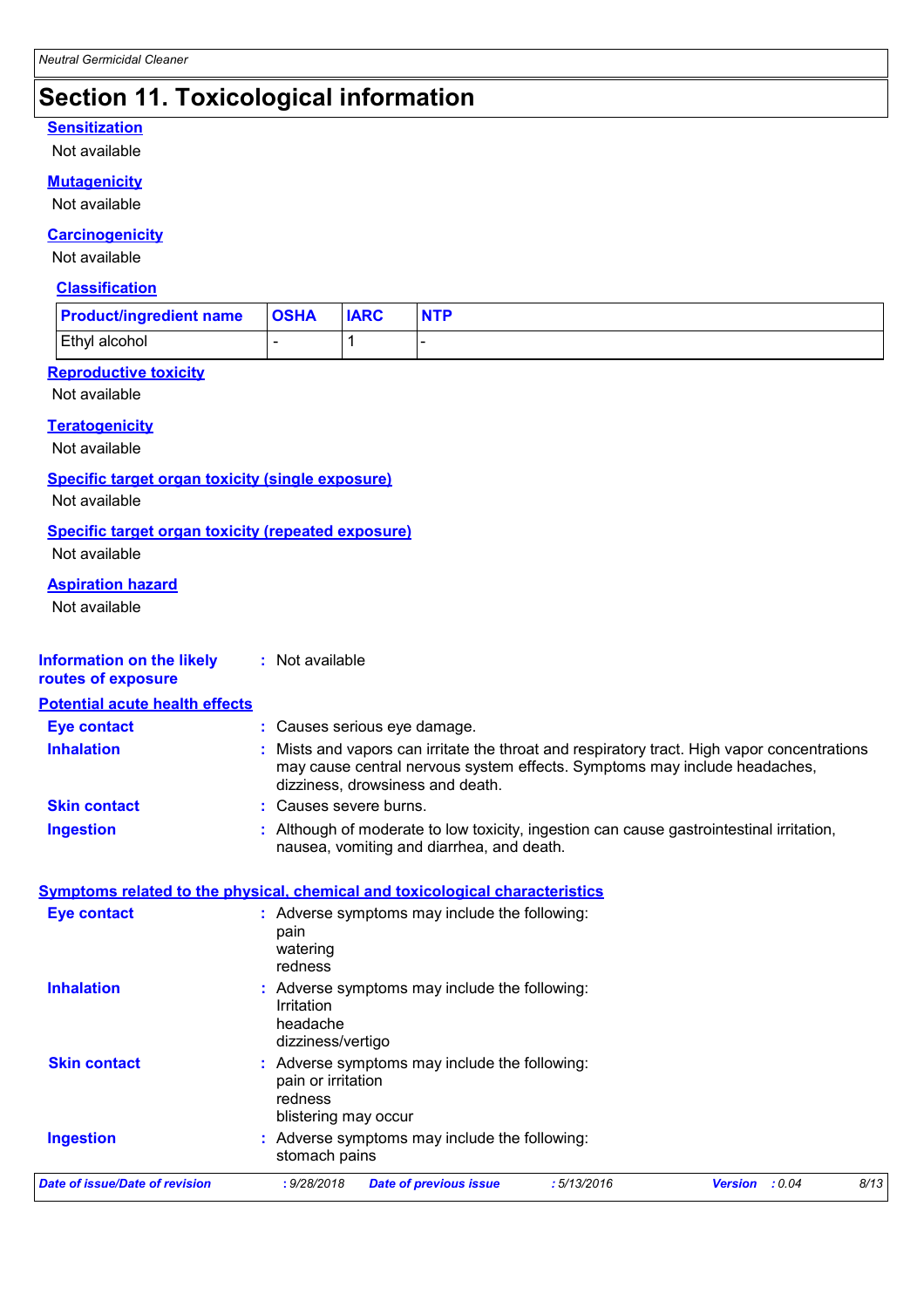# Section 11. Toxicological information

### Sensitization

Not available

### Mutagenicity

Not available

### Carcinogenicity

Not available

#### Classification

| Product/ingredient name | OSHA | IARC | NTP |
|---|---|---|---|
| Ethyl alcohol | - | 1 | - |

### Reproductive toxicity

Not available

### Teratogenicity

Not available

### Specific target organ toxicity (single exposure)

Not available

### Specific target organ toxicity (repeated exposure)

Not available

### Aspiration hazard

Not available

**Information on the likely routes of exposure** : Not available

### Potential acute health effects

**Eye contact** : Causes serious eye damage.

**Inhalation** : Mists and vapors can irritate the throat and respiratory tract. High vapor concentrations may cause central nervous system effects. Symptoms may include headaches, dizziness, drowsiness and death.

**Skin contact** : Causes severe burns.

**Ingestion** : Although of moderate to low toxicity, ingestion can cause gastrointestinal irritation, nausea, vomiting and diarrhea, and death.

### Symptoms related to the physical, chemical and toxicological characteristics

**Eye contact** : Adverse symptoms may include the following:
pain
watering
redness

**Inhalation** : Adverse symptoms may include the following:
Irritation
headache
dizziness/vertigo

**Skin contact** : Adverse symptoms may include the following:
pain or irritation
redness
blistering may occur

**Ingestion** : Adverse symptoms may include the following:
stomach pains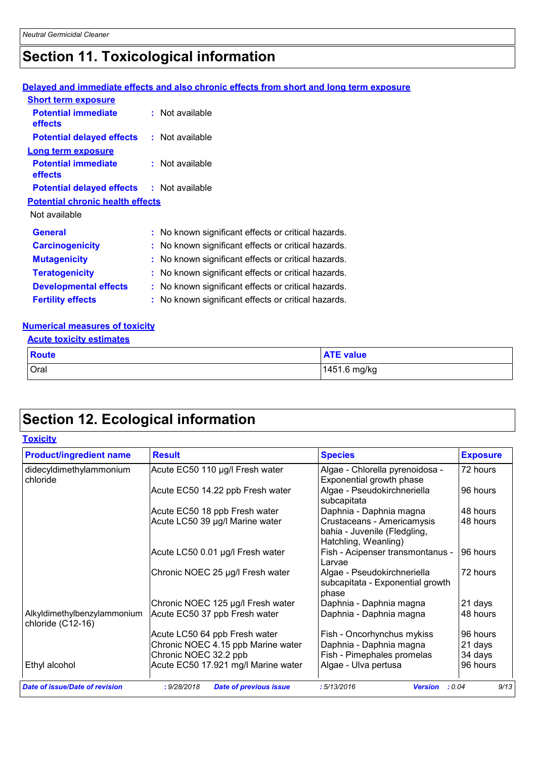# Section 11. Toxicological information

### Delayed and immediate effects and also chronic effects from short and long term exposure

**Short term exposure**

**Potential immediate effects** : Not available

**Potential delayed effects** : Not available

**Long term exposure**

**Potential immediate effects** : Not available

**Potential delayed effects** : Not available

**Potential chronic health effects**

Not available

**General** : No known significant effects or critical hazards.

**Carcinogenicity** : No known significant effects or critical hazards.

**Mutagenicity** : No known significant effects or critical hazards.

**Teratogenicity** : No known significant effects or critical hazards.

**Developmental effects** : No known significant effects or critical hazards.

**Fertility effects** : No known significant effects or critical hazards.

### Numerical measures of toxicity

**Acute toxicity estimates**

| Route | ATE value |
|---|---|
| Oral | 1451.6 mg/kg |

# Section 12. Ecological information

### Toxicity

| Product/ingredient name | Result | Species | Exposure |
|---|---|---|---|
| didecyldimethylammonium chloride | Acute EC50 110 µg/l Fresh water | Algae - Chlorella pyrenoidosa - Exponential growth phase | 72 hours |
| | Acute EC50 14.22 ppb Fresh water | Algae - Pseudokirchneriella subcapitata | 96 hours |
| | Acute EC50 18 ppb Fresh water | Daphnia - Daphnia magna | 48 hours |
| | Acute LC50 39 µg/l Marine water | Crustaceans - Americamysis bahia - Juvenile (Fledgling, Hatchling, Weanling) | 48 hours |
| | Acute LC50 0.01 µg/l Fresh water | Fish - Acipenser transmontanus - Larvae | 96 hours |
| | Chronic NOEC 25 µg/l Fresh water | Algae - Pseudokirchneriella subcapitata - Exponential growth phase | 72 hours |
| | Chronic NOEC 125 µg/l Fresh water | Daphnia - Daphnia magna | 21 days |
| Alkyldimethylbenzylammonium chloride (C12-16) | Acute EC50 37 ppb Fresh water | Daphnia - Daphnia magna | 48 hours |
| | Acute LC50 64 ppb Fresh water | Fish - Oncorhynchus mykiss | 96 hours |
| | Chronic NOEC 4.15 ppb Marine water | Daphnia - Daphnia magna | 21 days |
| | Chronic NOEC 32.2 ppb | Fish - Pimephales promelas | 34 days |
| Ethyl alcohol | Acute EC50 17.921 mg/l Marine water | Algae - Ulva pertusa | 96 hours |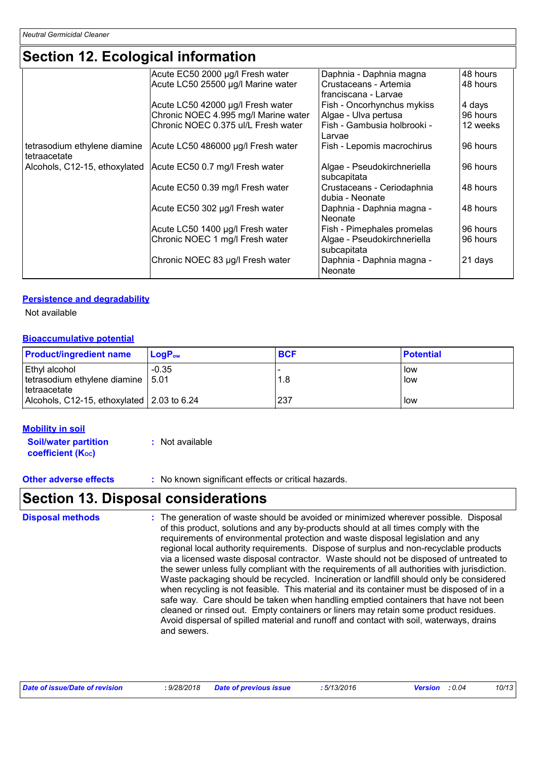## Section 12. Ecological information

| | | | |
|---|---|---|---|
| | Acute EC50 2000 µg/l Fresh water | Daphnia - Daphnia magna | 48 hours |
| | Acute LC50 25500 µg/l Marine water | Crustaceans - Artemia franciscana - Larvae | 48 hours |
| | Acute LC50 42000 µg/l Fresh water | Fish - Oncorhynchus mykiss | 4 days |
| | Chronic NOEC 4.995 mg/l Marine water | Algae - Ulva pertusa | 96 hours |
| | Chronic NOEC 0.375 ul/L Fresh water | Fish - Gambusia holbrooki - Larvae | 12 weeks |
| tetrasodium ethylene diamine tetraacetate | Acute LC50 486000 µg/l Fresh water | Fish - Lepomis macrochirus | 96 hours |
| Alcohols, C12-15, ethoxylated | Acute EC50 0.7 mg/l Fresh water | Algae - Pseudokirchneriella subcapitata | 96 hours |
| | Acute EC50 0.39 mg/l Fresh water | Crustaceans - Ceriodaphnia dubia - Neonate | 48 hours |
| | Acute EC50 302 µg/l Fresh water | Daphnia - Daphnia magna - Neonate | 48 hours |
| | Acute LC50 1400 µg/l Fresh water | Fish - Pimephales promelas | 96 hours |
| | Chronic NOEC 1 mg/l Fresh water | Algae - Pseudokirchneriella subcapitata | 96 hours |
| | Chronic NOEC 83 µg/l Fresh water | Daphnia - Daphnia magna - Neonate | 21 days |

### Persistence and degradability

Not available

### Bioaccumulative potential

| Product/ingredient name | $LogP_{ow}$ | BCF | Potential |
|---|---|---|---|
| Ethyl alcohol | -0.35 | - | low |
| tetrasodium ethylene diamine tetraacetate | 5.01 | 1.8 | low |
| Alcohols, C12-15, ethoxylated | 2.03 to 6.24 | 237 | low |

### Mobility in soil

**Soil/water partition coefficient ($K_{OC}$)** : Not available

**Other adverse effects** : No known significant effects or critical hazards.

## Section 13. Disposal considerations

**Disposal methods** : The generation of waste should be avoided or minimized wherever possible. Disposal of this product, solutions and any by-products should at all times comply with the requirements of environmental protection and waste disposal legislation and any regional local authority requirements. Dispose of surplus and non-recyclable products via a licensed waste disposal contractor. Waste should not be disposed of untreated to the sewer unless fully compliant with the requirements of all authorities with jurisdiction. Waste packaging should be recycled. Incineration or landfill should only be considered when recycling is not feasible. This material and its container must be disposed of in a safe way. Care should be taken when handling emptied containers that have not been cleaned or rinsed out. Empty containers or liners may retain some product residues. Avoid dispersal of spilled material and runoff and contact with soil, waterways, drains and sewers.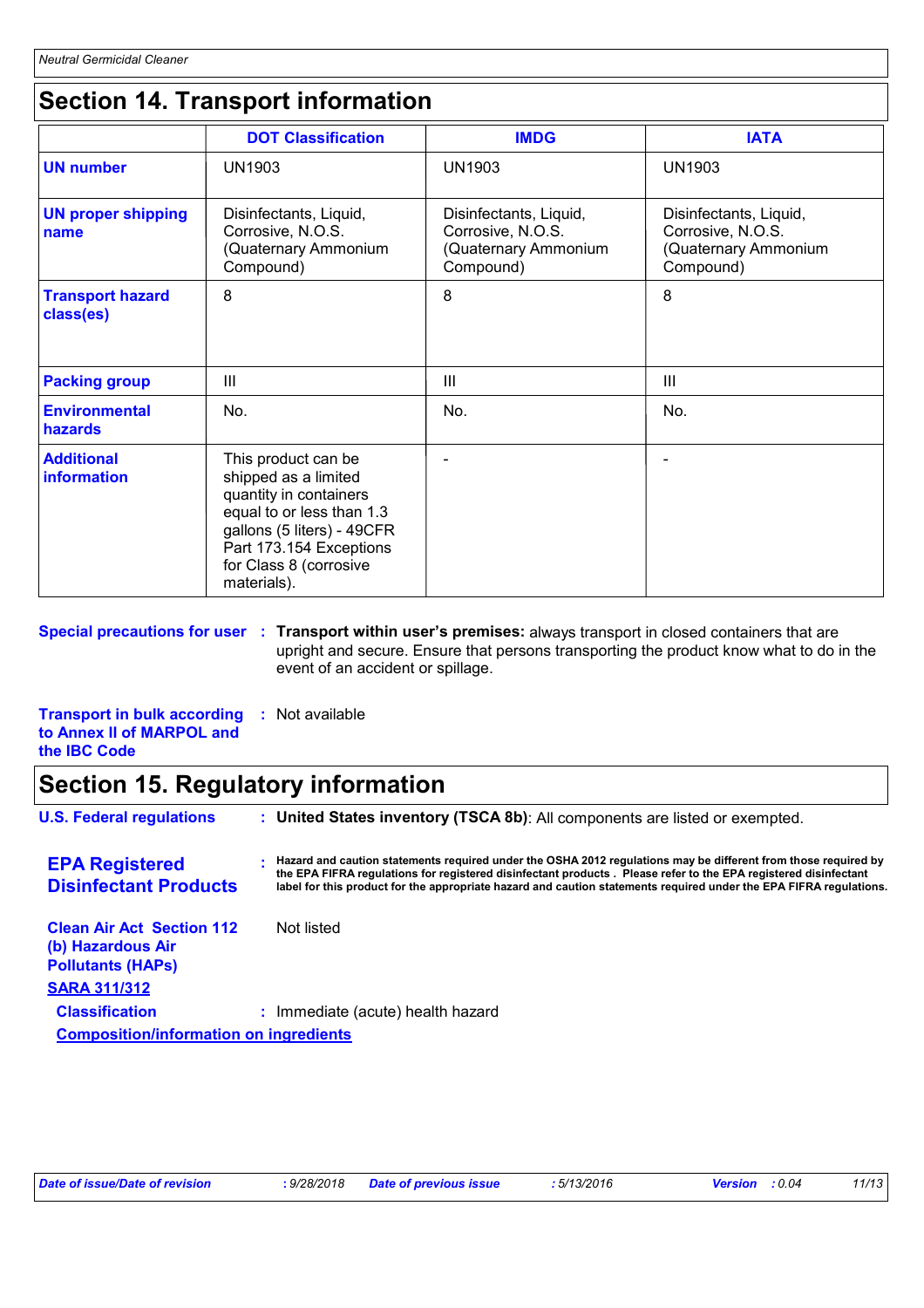## Section 14. Transport information

| | DOT Classification | IMDG | IATA |
|---|---|---|---|
| **UN number** | UN1903 | UN1903 | UN1903 |
| **UN proper shipping name** | Disinfectants, Liquid, Corrosive, N.O.S. (Quaternary Ammonium Compound) | Disinfectants, Liquid, Corrosive, N.O.S. (Quaternary Ammonium Compound) | Disinfectants, Liquid, Corrosive, N.O.S. (Quaternary Ammonium Compound) |
| **Transport hazard class(es)** | 8 | 8 | 8 |
| **Packing group** | III | III | III |
| **Environmental hazards** | No. | No. | No. |
| **Additional information** | This product can be shipped as a limited quantity in containers equal to or less than 1.3 gallons (5 liters) - 49CFR Part 173.154 Exceptions for Class 8 (corrosive materials). | - | - |

**Special precautions for user** : **Transport within user's premises:** always transport in closed containers that are upright and secure. Ensure that persons transporting the product know what to do in the event of an accident or spillage.

**Transport in bulk according to Annex II of MARPOL and the IBC Code** : Not available

## Section 15. Regulatory information

**U.S. Federal regulations** : **United States inventory (TSCA 8b)**: All components are listed or exempted.

**EPA Registered Disinfectant Products** : **Hazard and caution statements required under the OSHA 2012 regulations may be different from those required by the EPA FIFRA regulations for registered disinfectant products . Please refer to the EPA registered disinfectant label for this product for the appropriate hazard and caution statements required under the EPA FIFRA regulations.**

**Clean Air Act Section 112 (b) Hazardous Air Pollutants (HAPs)** Not listed

**SARA 311/312**

**Classification** : Immediate (acute) health hazard

**Composition/information on ingredients**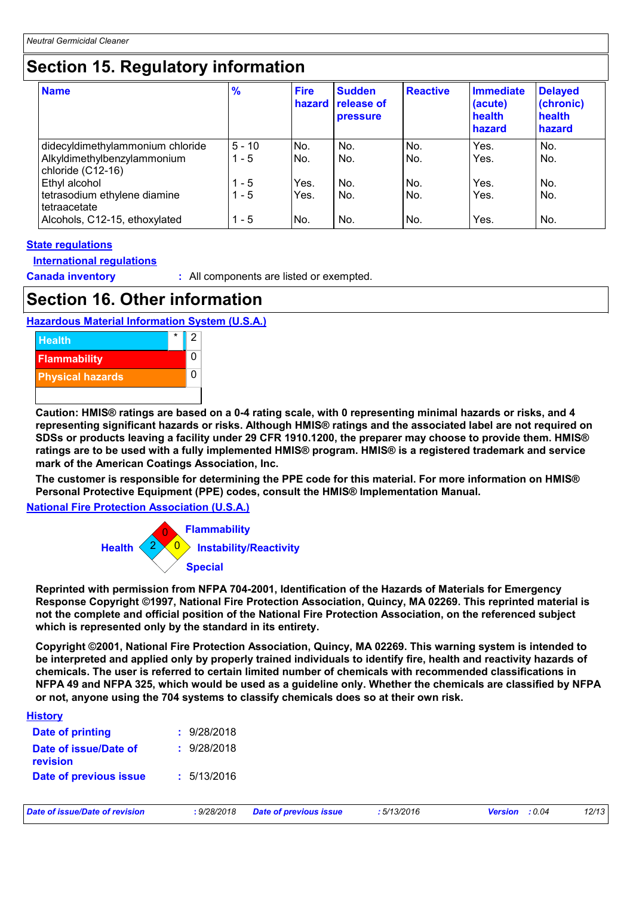## Section 15. Regulatory information

| Name | % | Fire hazard | Sudden release of pressure | Reactive | Immediate (acute) health hazard | Delayed (chronic) health hazard |
|---|---|---|---|---|---|---|
| didecyldimethylammonium chloride | 5 - 10 | No. | No. | No. | Yes. | No. |
| Alkyldimethylbenzylammonium chloride (C12-16) | 1 - 5 | No. | No. | No. | Yes. | No. |
| Ethyl alcohol | 1 - 5 | Yes. | No. | No. | Yes. | No. |
| tetrasodium ethylene diamine tetraacetate | 1 - 5 | Yes. | No. | No. | Yes. | No. |
| Alcohols, C12-15, ethoxylated | 1 - 5 | No. | No. | No. | Yes. | No. |

**State regulations**

**International regulations**

**Canada inventory** : All components are listed or exempted.

## Section 16. Other information

**Hazardous Material Information System (U.S.A.)**

| | | |
|---|---|---|
| Health | * | 2 |
| Flammability | | 0 |
| Physical hazards | | 0 |

**Caution: HMIS® ratings are based on a 0-4 rating scale, with 0 representing minimal hazards or risks, and 4 representing significant hazards or risks. Although HMIS® ratings and the associated label are not required on SDSs or products leaving a facility under 29 CFR 1910.1200, the preparer may choose to provide them. HMIS® ratings are to be used with a fully implemented HMIS® program. HMIS® is a registered trademark and service mark of the American Coatings Association, Inc.**

**The customer is responsible for determining the PPE code for this material. For more information on HMIS® Personal Protective Equipment (PPE) codes, consult the HMIS® Implementation Manual.**

**National Fire Protection Association (U.S.A.)**

Flammability: 0
Health: 2
Instability/Reactivity: 0
Special:

**Reprinted with permission from NFPA 704-2001, Identification of the Hazards of Materials for Emergency Response Copyright ©1997, National Fire Protection Association, Quincy, MA 02269. This reprinted material is not the complete and official position of the National Fire Protection Association, on the referenced subject which is represented only by the standard in its entirety.**

**Copyright ©2001, National Fire Protection Association, Quincy, MA 02269. This warning system is intended to be interpreted and applied only by properly trained individuals to identify fire, health and reactivity hazards of chemicals. The user is referred to certain limited number of chemicals with recommended classifications in NFPA 49 and NFPA 325, which would be used as a guideline only. Whether the chemicals are classified by NFPA or not, anyone using the 704 systems to classify chemicals does so at their own risk.**

**History**

**Date of printing** : 9/28/2018

**Date of issue/Date of revision** : 9/28/2018

**Date of previous issue** : 5/13/2016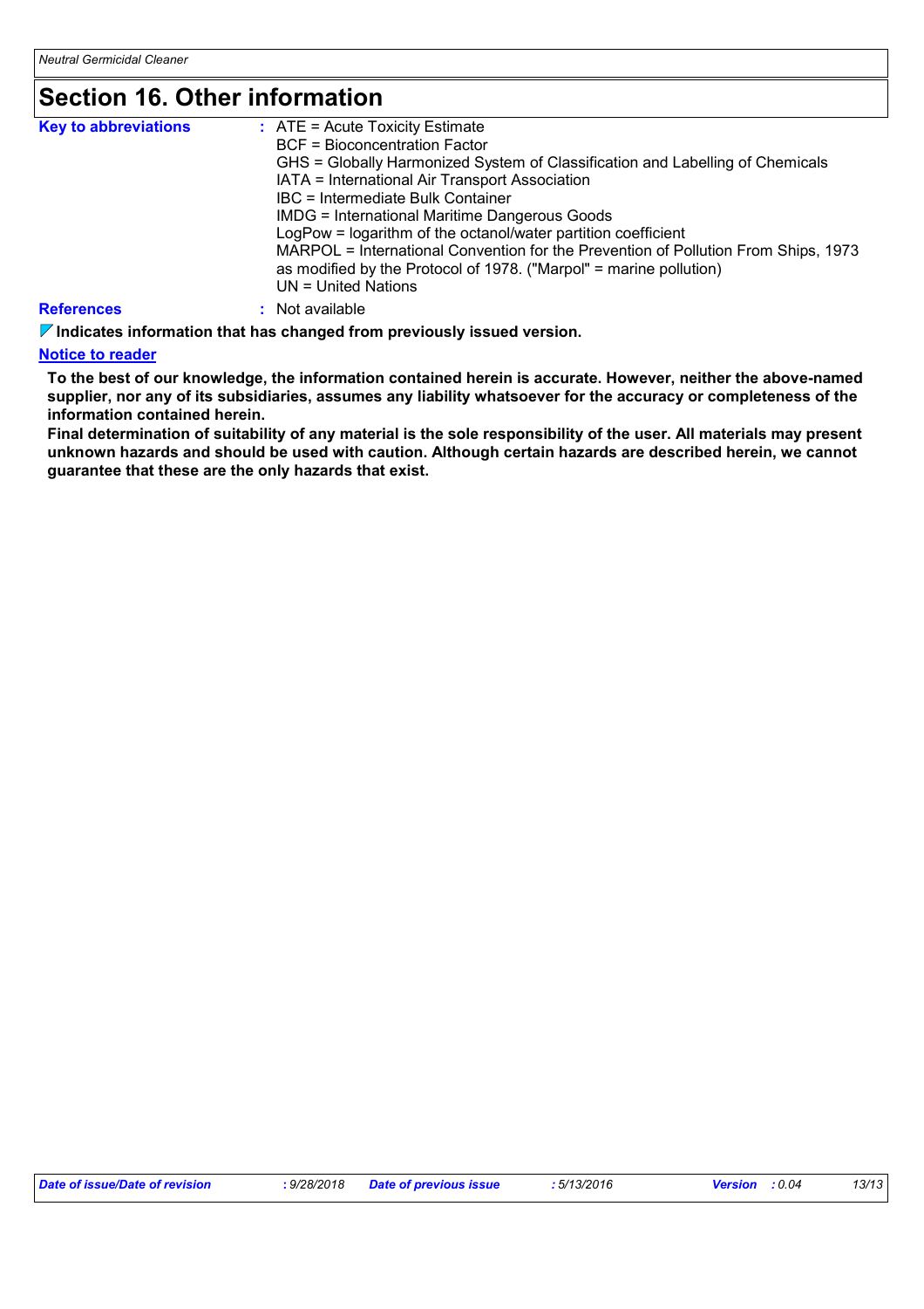## Section 16. Other information

**Key to abbreviations** : ATE = Acute Toxicity Estimate
BCF = Bioconcentration Factor
GHS = Globally Harmonized System of Classification and Labelling of Chemicals
IATA = International Air Transport Association
IBC = Intermediate Bulk Container
IMDG = International Maritime Dangerous Goods
LogPow = logarithm of the octanol/water partition coefficient
MARPOL = International Convention for the Prevention of Pollution From Ships, 1973 as modified by the Protocol of 1978. ("Marpol" = marine pollution)
UN = United Nations

**References** : Not available

**Indicates information that has changed from previously issued version.**

**Notice to reader**

**To the best of our knowledge, the information contained herein is accurate. However, neither the above-named supplier, nor any of its subsidiaries, assumes any liability whatsoever for the accuracy or completeness of the information contained herein.**

**Final determination of suitability of any material is the sole responsibility of the user. All materials may present unknown hazards and should be used with caution. Although certain hazards are described herein, we cannot guarantee that these are the only hazards that exist.**